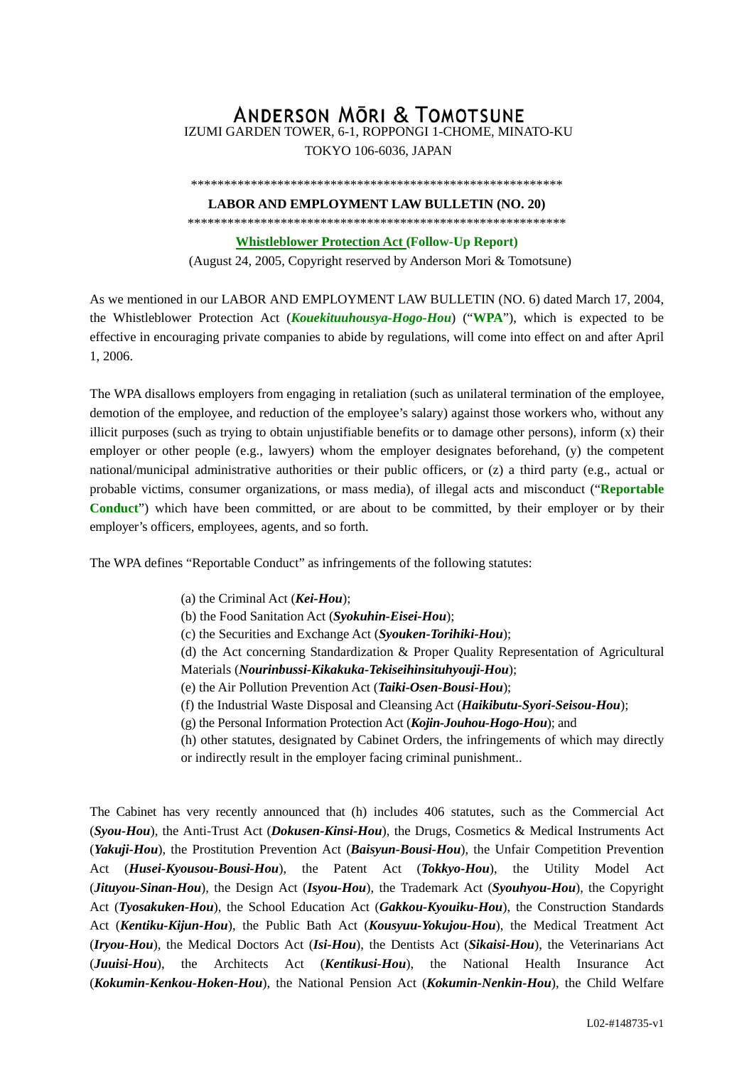# ANDERSON MŌRI & TOMOTSUNE

IZUMI GARDEN TOWER, 6-1, ROPPONGI 1-CHOME, MINATO-KU

TOKYO 106-6036, JAPAN

\*\*\*\*\*\*\*\*\*\*\*\*\*\*\*\*\*\*\*\*\*\*\*\*\*\*\*\*\*\*\*\*\*\*\*\*\*\*\*\*\*\*\*\*\*\*\*\*\*\*\*\*\*\*\*\*\*\*\*

**LABOR AND EMPLOYMENT LAW BULLETIN (NO. 20)**

\*\*\*\*\*\*\*\*\*\*\*\*\*\*\*\*\*\*\*\*\*\*\*\*\*\*\*\*\*\*\*\*\*\*\*\*\*\*\*\*\*\*\*\*\*\*\*\*\*\*\*\*\*\*\*\*\*\*\*

**Whistleblower Protection Act (Follow-Up Report)**

(August 24, 2005, Copyright reserved by Anderson Mori & Tomotsune)

As we mentioned in our LABOR AND EMPLOYMENT LAW BULLETIN (NO. 6) dated March 17, 2004, the Whistleblower Protection Act (***Kouekituuhousya-Hogo-Hou***) ("**WPA**"), which is expected to be effective in encouraging private companies to abide by regulations, will come into effect on and after April 1, 2006.

The WPA disallows employers from engaging in retaliation (such as unilateral termination of the employee, demotion of the employee, and reduction of the employee's salary) against those workers who, without any illicit purposes (such as trying to obtain unjustifiable benefits or to damage other persons), inform (x) their employer or other people (e.g., lawyers) whom the employer designates beforehand, (y) the competent national/municipal administrative authorities or their public officers, or (z) a third party (e.g., actual or probable victims, consumer organizations, or mass media), of illegal acts and misconduct ("**Reportable Conduct**") which have been committed, or are about to be committed, by their employer or by their employer's officers, employees, agents, and so forth.

The WPA defines "Reportable Conduct" as infringements of the following statutes:

(a) the Criminal Act (***Kei-Hou***);
(b) the Food Sanitation Act (***Syokuhin-Eisei-Hou***);
(c) the Securities and Exchange Act (***Syouken-Torihiki-Hou***);
(d) the Act concerning Standardization & Proper Quality Representation of Agricultural Materials (***Nourinbussi-Kikakuka-Tekiseihinsituhyouji-Hou***);
(e) the Air Pollution Prevention Act (***Taiki-Osen-Bousi-Hou***);
(f) the Industrial Waste Disposal and Cleansing Act (***Haikibutu-Syori-Seisou-Hou***);
(g) the Personal Information Protection Act (***Kojin-Jouhou-Hogo-Hou***); and
(h) other statutes, designated by Cabinet Orders, the infringements of which may directly or indirectly result in the employer facing criminal punishment..

The Cabinet has very recently announced that (h) includes 406 statutes, such as the Commercial Act (***Syou-Hou***), the Anti-Trust Act (***Dokusen-Kinsi-Hou***), the Drugs, Cosmetics & Medical Instruments Act (***Yakuji-Hou***), the Prostitution Prevention Act (***Baisyun-Bousi-Hou***), the Unfair Competition Prevention Act (***Husei-Kyousou-Bousi-Hou***), the Patent Act (***Tokkyo-Hou***), the Utility Model Act (***Jituyou-Sinan-Hou***), the Design Act (***Isyou-Hou***), the Trademark Act (***Syouhyou-Hou***), the Copyright Act (***Tyosakuken-Hou***), the School Education Act (***Gakkou-Kyouiku-Hou***), the Construction Standards Act (***Kentiku-Kijun-Hou***), the Public Bath Act (***Kousyuu-Yokujou-Hou***), the Medical Treatment Act (***Iryou-Hou***), the Medical Doctors Act (***Isi-Hou***), the Dentists Act (***Sikaisi-Hou***), the Veterinarians Act (***Juuisi-Hou***), the Architects Act (***Kentikusi-Hou***), the National Health Insurance Act (***Kokumin-Kenkou-Hoken-Hou***), the National Pension Act (***Kokumin-Nenkin-Hou***), the Child Welfare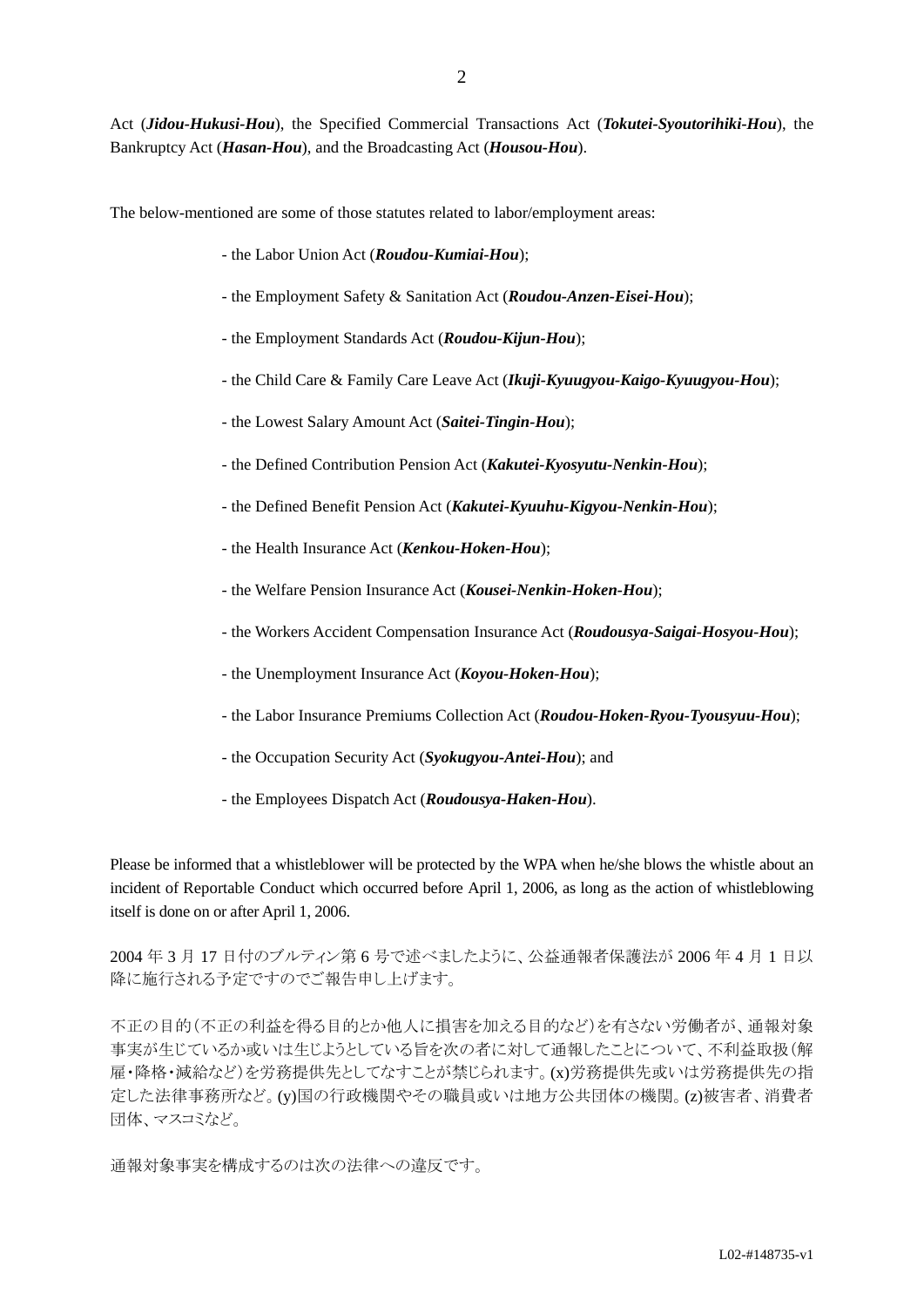Act (***Jidou-Hukusi-Hou***), the Specified Commercial Transactions Act (***Tokutei-Syoutorihiki-Hou***), the Bankruptcy Act (***Hasan-Hou***), and the Broadcasting Act (***Housou-Hou***).

The below-mentioned are some of those statutes related to labor/employment areas:

- the Labor Union Act (***Roudou-Kumiai-Hou***);
- the Employment Safety & Sanitation Act (***Roudou-Anzen-Eisei-Hou***);
- the Employment Standards Act (***Roudou-Kijun-Hou***);
- the Child Care & Family Care Leave Act (***Ikuji-Kyuugyou-Kaigo-Kyuugyou-Hou***);
- the Lowest Salary Amount Act (***Saitei-Tingin-Hou***);
- the Defined Contribution Pension Act (***Kakutei-Kyosyutu-Nenkin-Hou***);
- the Defined Benefit Pension Act (***Kakutei-Kyuuhu-Kigyou-Nenkin-Hou***);
- the Health Insurance Act (***Kenkou-Hoken-Hou***);
- the Welfare Pension Insurance Act (***Kousei-Nenkin-Hoken-Hou***);
- the Workers Accident Compensation Insurance Act (***Roudousya-Saigai-Hosyou-Hou***);
- the Unemployment Insurance Act (***Koyou-Hoken-Hou***);
- the Labor Insurance Premiums Collection Act (***Roudou-Hoken-Ryou-Tyousyuu-Hou***);
- the Occupation Security Act (***Syokugyou-Antei-Hou***); and
- the Employees Dispatch Act (***Roudousya-Haken-Hou***).

Please be informed that a whistleblower will be protected by the WPA when he/she blows the whistle about an incident of Reportable Conduct which occurred before April 1, 2006, as long as the action of whistleblowing itself is done on or after April 1, 2006.

2004 年 3 月 17 日付のブルティン第 6 号で述べましたように、公益通報者保護法が 2006 年 4 月 1 日以降に施行される予定ですのでご報告申し上げます。

不正の目的（不正の利益を得る目的とか他人に損害を加える目的など）を有さない労働者が、通報対象事実が生じているか或いは生じようとしている旨を次の者に対して通報したことについて、不利益取扱（解雇・降格・減給など）を労務提供先としてなすことが禁じられます。(x)労務提供先或いは労務提供先の指定した法律事務所など。(y)国の行政機関やその職員或いは地方公共団体の機関。(z)被害者、消費者団体、マスコミなど。

通報対象事実を構成するのは次の法律への違反です。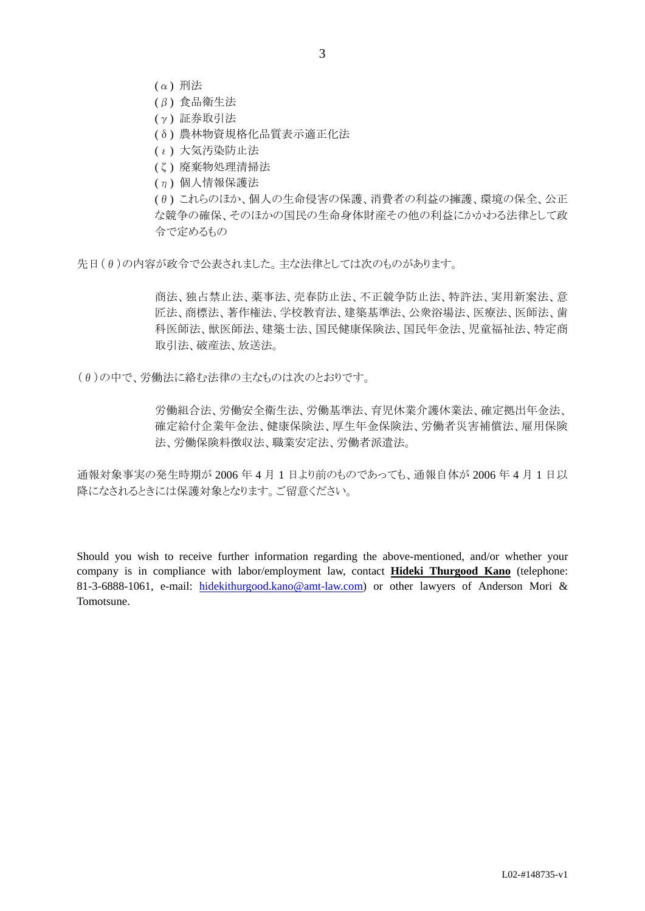(α) 刑法
(β) 食品衛生法
(γ) 証券取引法
(δ) 農林物資規格化品質表示適正化法
(ε) 大気汚染防止法
(ζ) 廃棄物処理清掃法
(η) 個人情報保護法
(θ) これらのほか、個人の生命侵害の保護、消費者の利益の擁護、環境の保全、公正な競争の確保、そのほかの国民の生命身体財産その他の利益にかかわる法律として政令で定めるもの

先日(θ)の内容が政令で公表されました。主な法律としては次のものがあります。

> 商法、独占禁止法、薬事法、売春防止法、不正競争防止法、特許法、実用新案法、意匠法、商標法、著作権法、学校教育法、建築基準法、公衆浴場法、医療法、医師法、歯科医師法、獣医師法、建築士法、国民健康保険法、国民年金法、児童福祉法、特定商取引法、破産法、放送法。

(θ)の中で、労働法に絡む法律の主なものは次のとおりです。

> 労働組合法、労働安全衛生法、労働基準法、育児休業介護休業法、確定拠出年金法、確定給付企業年金法、健康保険法、厚生年金保険法、労働者災害補償法、雇用保険法、労働保険料徴収法、職業安定法、労働者派遣法。

通報対象事実の発生時期が 2006 年 4 月 1 日より前のものであっても、通報自体が 2006 年 4 月 1 日以降になされるときには保護対象となります。ご留意ください。

Should you wish to receive further information regarding the above-mentioned, and/or whether your company is in compliance with labor/employment law, contact **Hideki Thurgood Kano** (telephone: 81-3-6888-1061, e-mail: hidekithurgood.kano@amt-law.com) or other lawyers of Anderson Mori & Tomotsune.

L02-#148735-v1